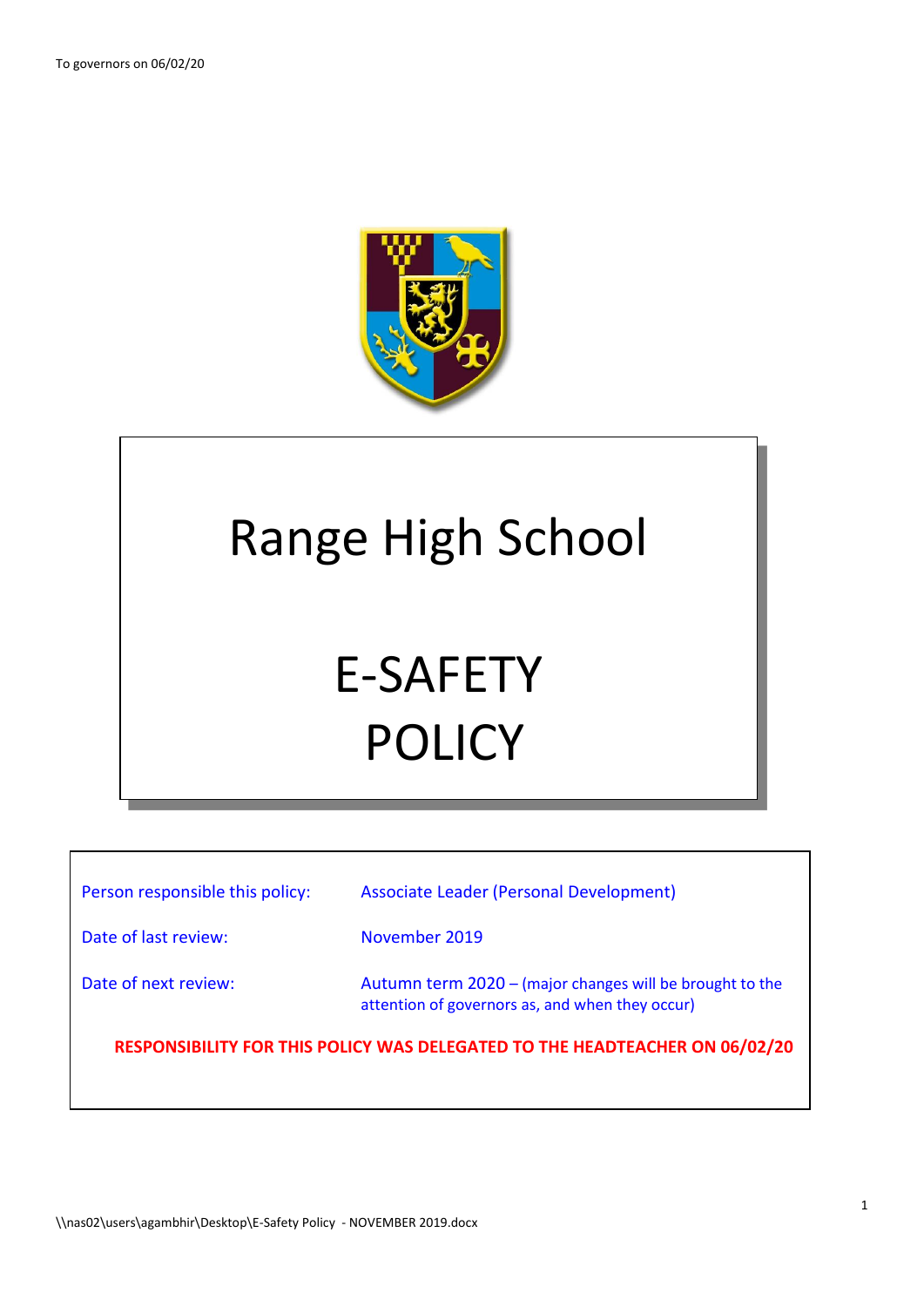To governors on 06/02/20

# Range High School

# E-SAFETY POLICY

| | |
|---|---|
| Person responsible this policy: | Associate Leader (Personal Development) |
| Date of last review: | November 2019 |
| Date of next review: | Autumn term 2020 – (major changes will be brought to the attention of governors as, and when they occur) |

**RESPONSIBILITY FOR THIS POLICY WAS DELEGATED TO THE HEADTEACHER ON 06/02/20**

\\nas02\users\agambhir\Desktop\E-Safety Policy - NOVEMBER 2019.docx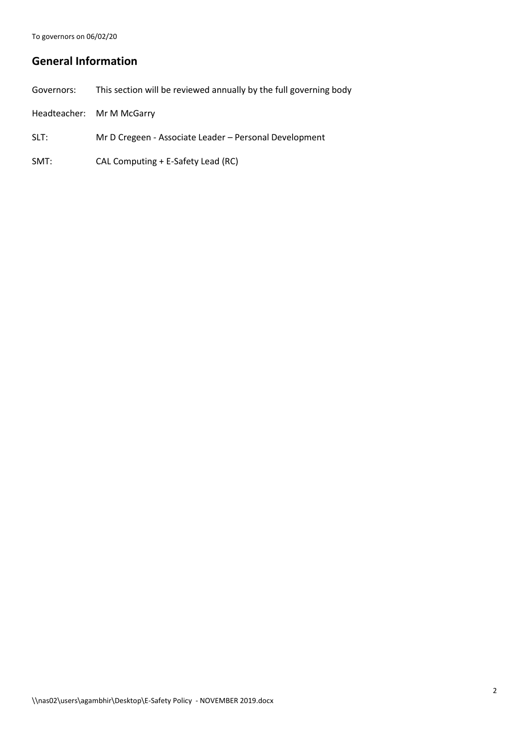## General Information

Governors: This section will be reviewed annually by the full governing body

Headteacher: Mr M McGarry

SLT: Mr D Cregeen - Associate Leader – Personal Development

SMT: CAL Computing + E-Safety Lead (RC)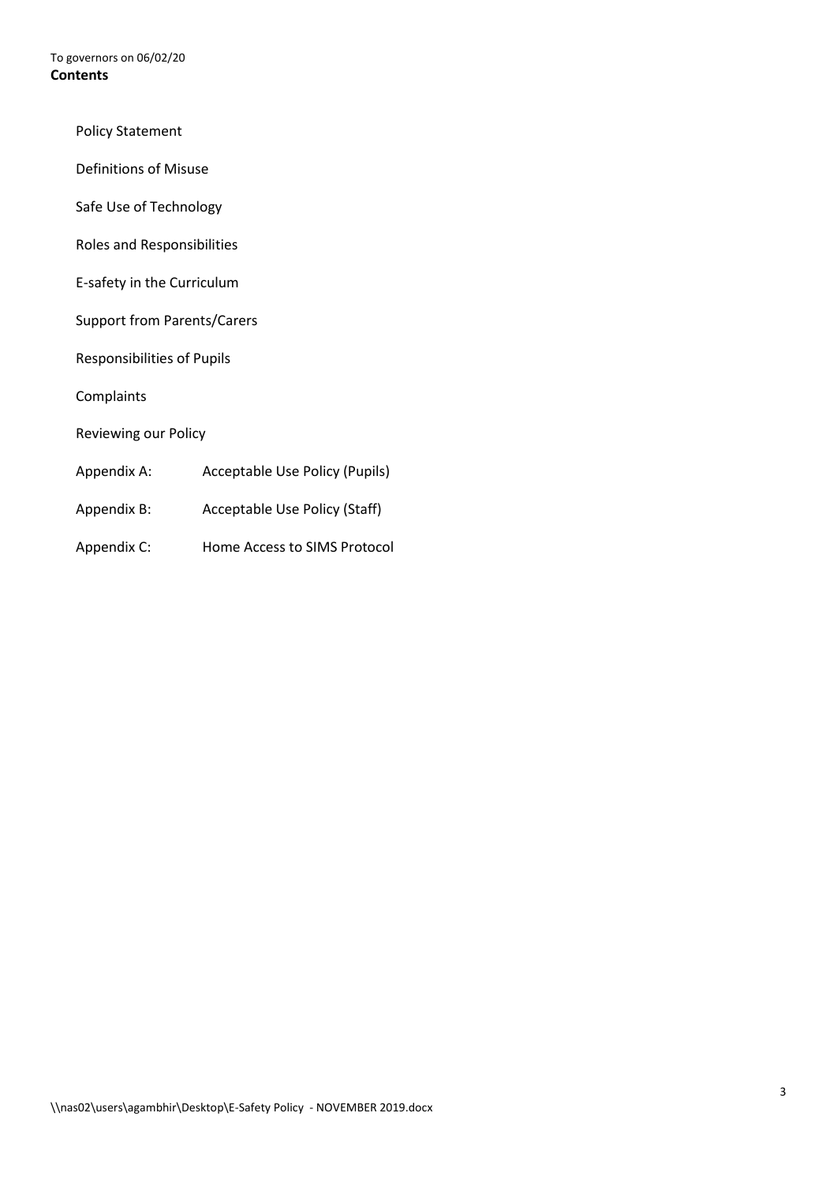To governors on 06/02/20

**Contents**

- Policy Statement
- Definitions of Misuse
- Safe Use of Technology
- Roles and Responsibilities
- E-safety in the Curriculum
- Support from Parents/Carers
- Responsibilities of Pupils
- Complaints
- Reviewing our Policy
- Appendix A: Acceptable Use Policy (Pupils)
- Appendix B: Acceptable Use Policy (Staff)
- Appendix C: Home Access to SIMS Protocol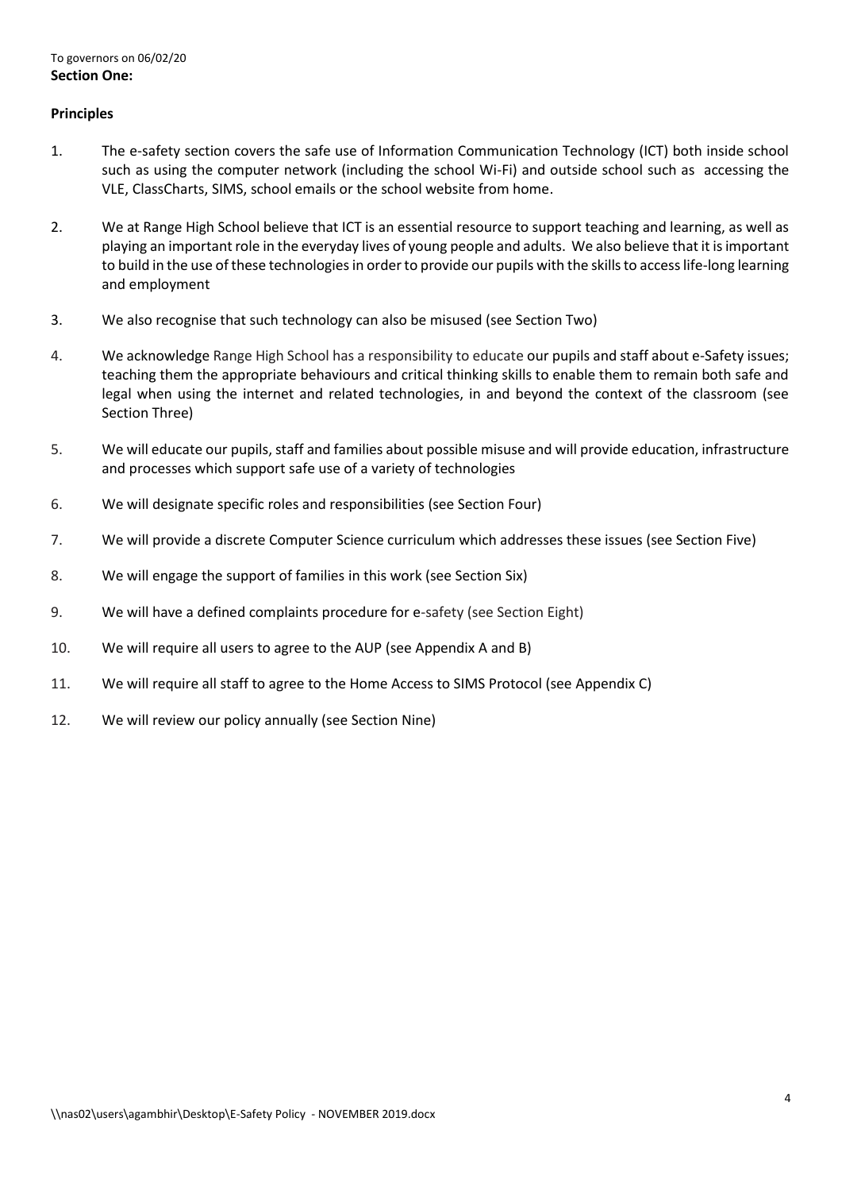To governors on 06/02/20

**Section One:**

**Principles**

1. The e-safety section covers the safe use of Information Communication Technology (ICT) both inside school such as using the computer network (including the school Wi-Fi) and outside school such as accessing the VLE, ClassCharts, SIMS, school emails or the school website from home.

2. We at Range High School believe that ICT is an essential resource to support teaching and learning, as well as playing an important role in the everyday lives of young people and adults. We also believe that it is important to build in the use of these technologies in order to provide our pupils with the skills to access life-long learning and employment

3. We also recognise that such technology can also be misused (see Section Two)

4. We acknowledge Range High School has a responsibility to educate our pupils and staff about e-Safety issues; teaching them the appropriate behaviours and critical thinking skills to enable them to remain both safe and legal when using the internet and related technologies, in and beyond the context of the classroom (see Section Three)

5. We will educate our pupils, staff and families about possible misuse and will provide education, infrastructure and processes which support safe use of a variety of technologies

6. We will designate specific roles and responsibilities (see Section Four)

7. We will provide a discrete Computer Science curriculum which addresses these issues (see Section Five)

8. We will engage the support of families in this work (see Section Six)

9. We will have a defined complaints procedure for e-safety (see Section Eight)

10. We will require all users to agree to the AUP (see Appendix A and B)

11. We will require all staff to agree to the Home Access to SIMS Protocol (see Appendix C)

12. We will review our policy annually (see Section Nine)

\\nas02\users\agambhir\Desktop\E-Safety Policy - NOVEMBER 2019.docx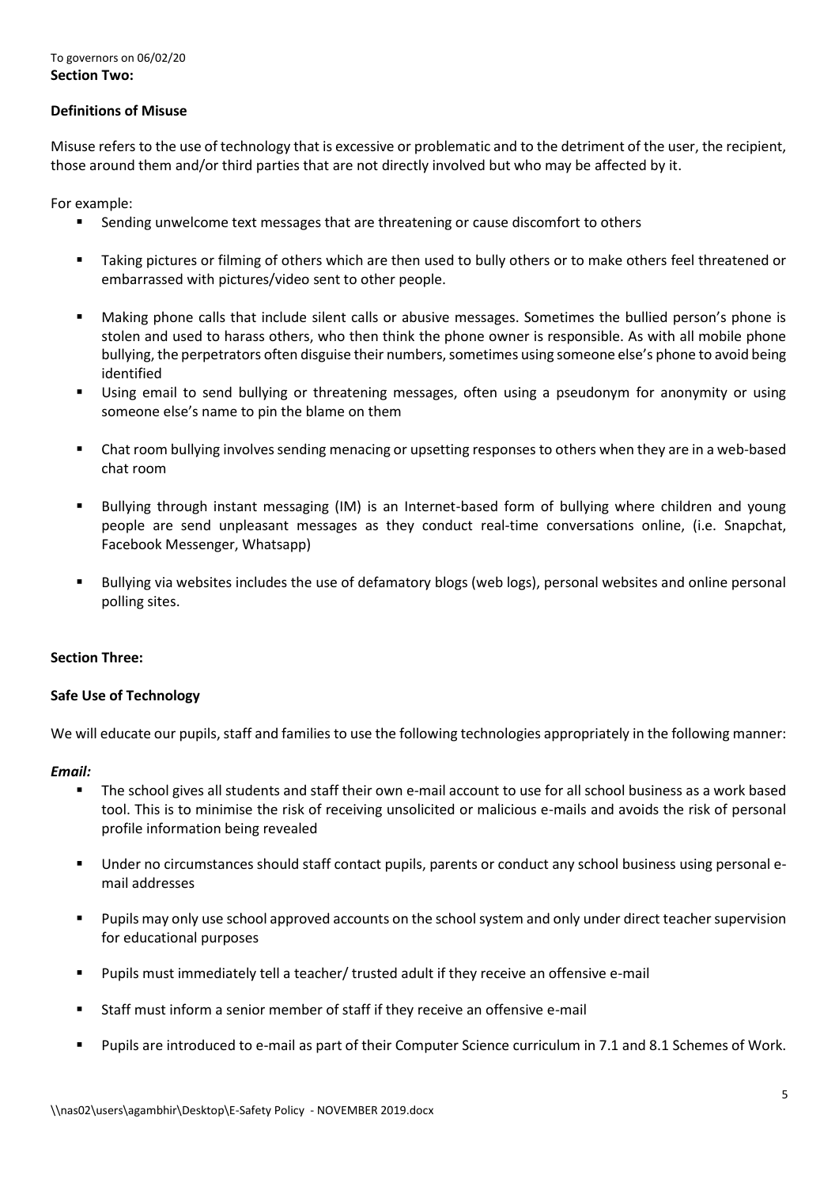To governors on 06/02/20

**Section Two:**

**Definitions of Misuse**

Misuse refers to the use of technology that is excessive or problematic and to the detriment of the user, the recipient, those around them and/or third parties that are not directly involved but who may be affected by it.

For example:

- Sending unwelcome text messages that are threatening or cause discomfort to others
- Taking pictures or filming of others which are then used to bully others or to make others feel threatened or embarrassed with pictures/video sent to other people.
- Making phone calls that include silent calls or abusive messages. Sometimes the bullied person's phone is stolen and used to harass others, who then think the phone owner is responsible. As with all mobile phone bullying, the perpetrators often disguise their numbers, sometimes using someone else's phone to avoid being identified
- Using email to send bullying or threatening messages, often using a pseudonym for anonymity or using someone else's name to pin the blame on them
- Chat room bullying involves sending menacing or upsetting responses to others when they are in a web-based chat room
- Bullying through instant messaging (IM) is an Internet-based form of bullying where children and young people are send unpleasant messages as they conduct real-time conversations online, (i.e. Snapchat, Facebook Messenger, Whatsapp)
- Bullying via websites includes the use of defamatory blogs (web logs), personal websites and online personal polling sites.

**Section Three:**

**Safe Use of Technology**

We will educate our pupils, staff and families to use the following technologies appropriately in the following manner:

***Email:***

- The school gives all students and staff their own e-mail account to use for all school business as a work based tool. This is to minimise the risk of receiving unsolicited or malicious e-mails and avoids the risk of personal profile information being revealed
- Under no circumstances should staff contact pupils, parents or conduct any school business using personal e-mail addresses
- Pupils may only use school approved accounts on the school system and only under direct teacher supervision for educational purposes
- Pupils must immediately tell a teacher/ trusted adult if they receive an offensive e-mail
- Staff must inform a senior member of staff if they receive an offensive e-mail
- Pupils are introduced to e-mail as part of their Computer Science curriculum in 7.1 and 8.1 Schemes of Work.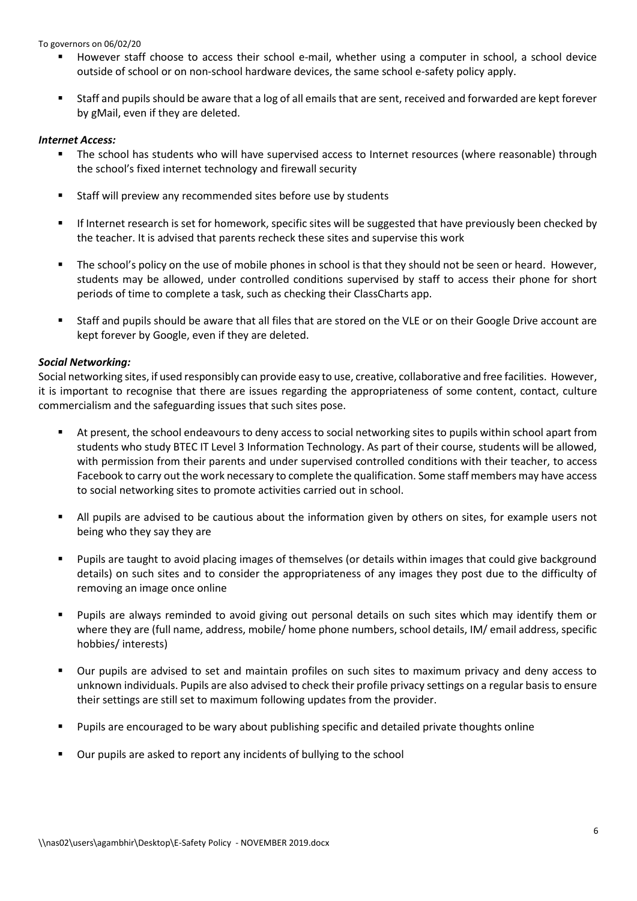- However staff choose to access their school e-mail, whether using a computer in school, a school device outside of school or on non-school hardware devices, the same school e-safety policy apply.
- Staff and pupils should be aware that a log of all emails that are sent, received and forwarded are kept forever by gMail, even if they are deleted.

***Internet Access:***

- The school has students who will have supervised access to Internet resources (where reasonable) through the school's fixed internet technology and firewall security
- Staff will preview any recommended sites before use by students
- If Internet research is set for homework, specific sites will be suggested that have previously been checked by the teacher. It is advised that parents recheck these sites and supervise this work
- The school's policy on the use of mobile phones in school is that they should not be seen or heard. However, students may be allowed, under controlled conditions supervised by staff to access their phone for short periods of time to complete a task, such as checking their ClassCharts app.
- Staff and pupils should be aware that all files that are stored on the VLE or on their Google Drive account are kept forever by Google, even if they are deleted.

***Social Networking:***

Social networking sites, if used responsibly can provide easy to use, creative, collaborative and free facilities. However, it is important to recognise that there are issues regarding the appropriateness of some content, contact, culture commercialism and the safeguarding issues that such sites pose.

- At present, the school endeavours to deny access to social networking sites to pupils within school apart from students who study BTEC IT Level 3 Information Technology. As part of their course, students will be allowed, with permission from their parents and under supervised controlled conditions with their teacher, to access Facebook to carry out the work necessary to complete the qualification. Some staff members may have access to social networking sites to promote activities carried out in school.
- All pupils are advised to be cautious about the information given by others on sites, for example users not being who they say they are
- Pupils are taught to avoid placing images of themselves (or details within images that could give background details) on such sites and to consider the appropriateness of any images they post due to the difficulty of removing an image once online
- Pupils are always reminded to avoid giving out personal details on such sites which may identify them or where they are (full name, address, mobile/ home phone numbers, school details, IM/ email address, specific hobbies/ interests)
- Our pupils are advised to set and maintain profiles on such sites to maximum privacy and deny access to unknown individuals. Pupils are also advised to check their profile privacy settings on a regular basis to ensure their settings are still set to maximum following updates from the provider.
- Pupils are encouraged to be wary about publishing specific and detailed private thoughts online
- Our pupils are asked to report any incidents of bullying to the school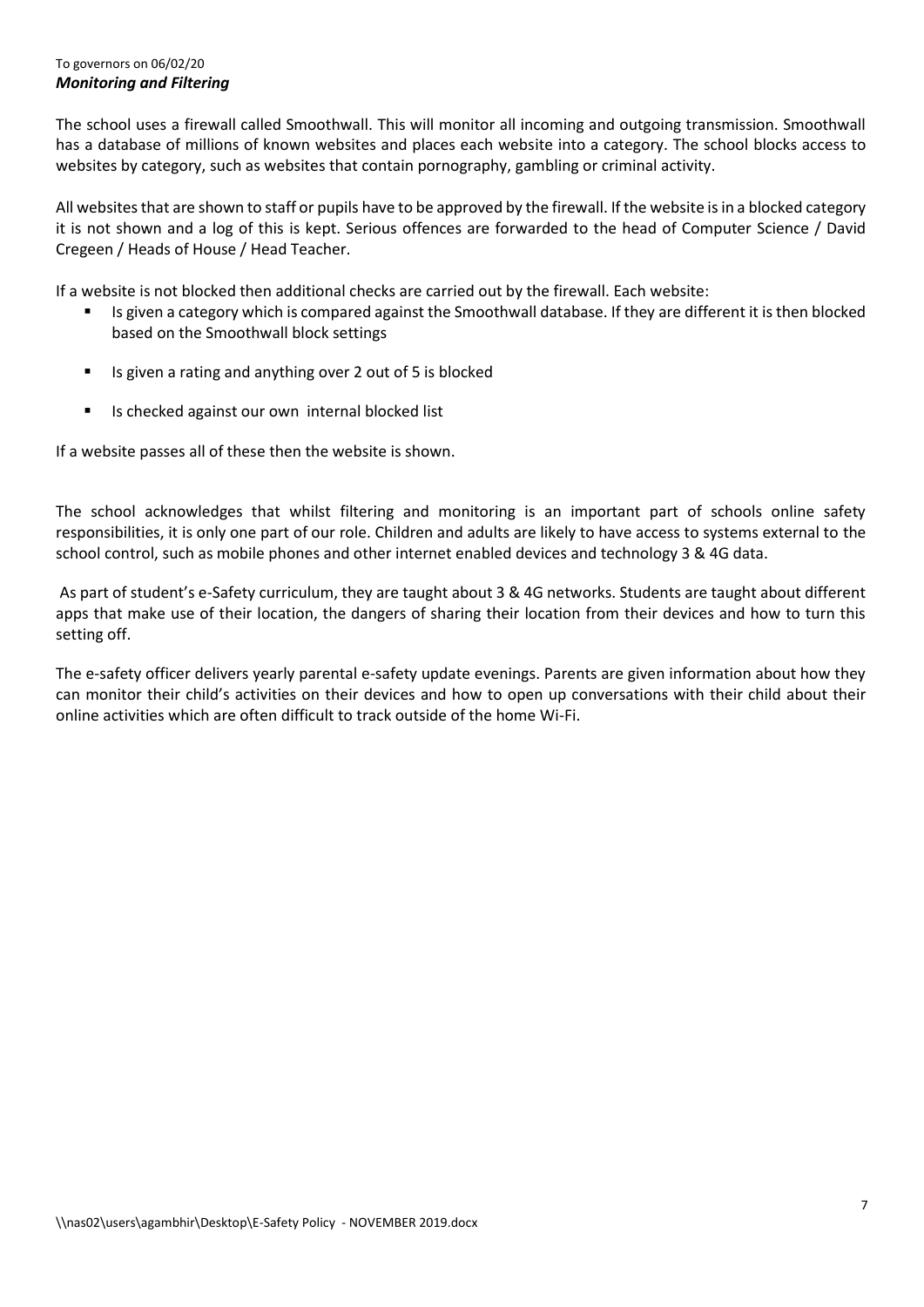To governors on 06/02/20

***Monitoring and Filtering***

The school uses a firewall called Smoothwall. This will monitor all incoming and outgoing transmission. Smoothwall has a database of millions of known websites and places each website into a category. The school blocks access to websites by category, such as websites that contain pornography, gambling or criminal activity.

All websites that are shown to staff or pupils have to be approved by the firewall. If the website is in a blocked category it is not shown and a log of this is kept. Serious offences are forwarded to the head of Computer Science / David Cregeen / Heads of House / Head Teacher.

If a website is not blocked then additional checks are carried out by the firewall. Each website:

- Is given a category which is compared against the Smoothwall database. If they are different it is then blocked based on the Smoothwall block settings
- Is given a rating and anything over 2 out of 5 is blocked
- Is checked against our own internal blocked list

If a website passes all of these then the website is shown.

The school acknowledges that whilst filtering and monitoring is an important part of schools online safety responsibilities, it is only one part of our role. Children and adults are likely to have access to systems external to the school control, such as mobile phones and other internet enabled devices and technology 3 & 4G data.

As part of student's e-Safety curriculum, they are taught about 3 & 4G networks. Students are taught about different apps that make use of their location, the dangers of sharing their location from their devices and how to turn this setting off.

The e-safety officer delivers yearly parental e-safety update evenings. Parents are given information about how they can monitor their child's activities on their devices and how to open up conversations with their child about their online activities which are often difficult to track outside of the home Wi-Fi.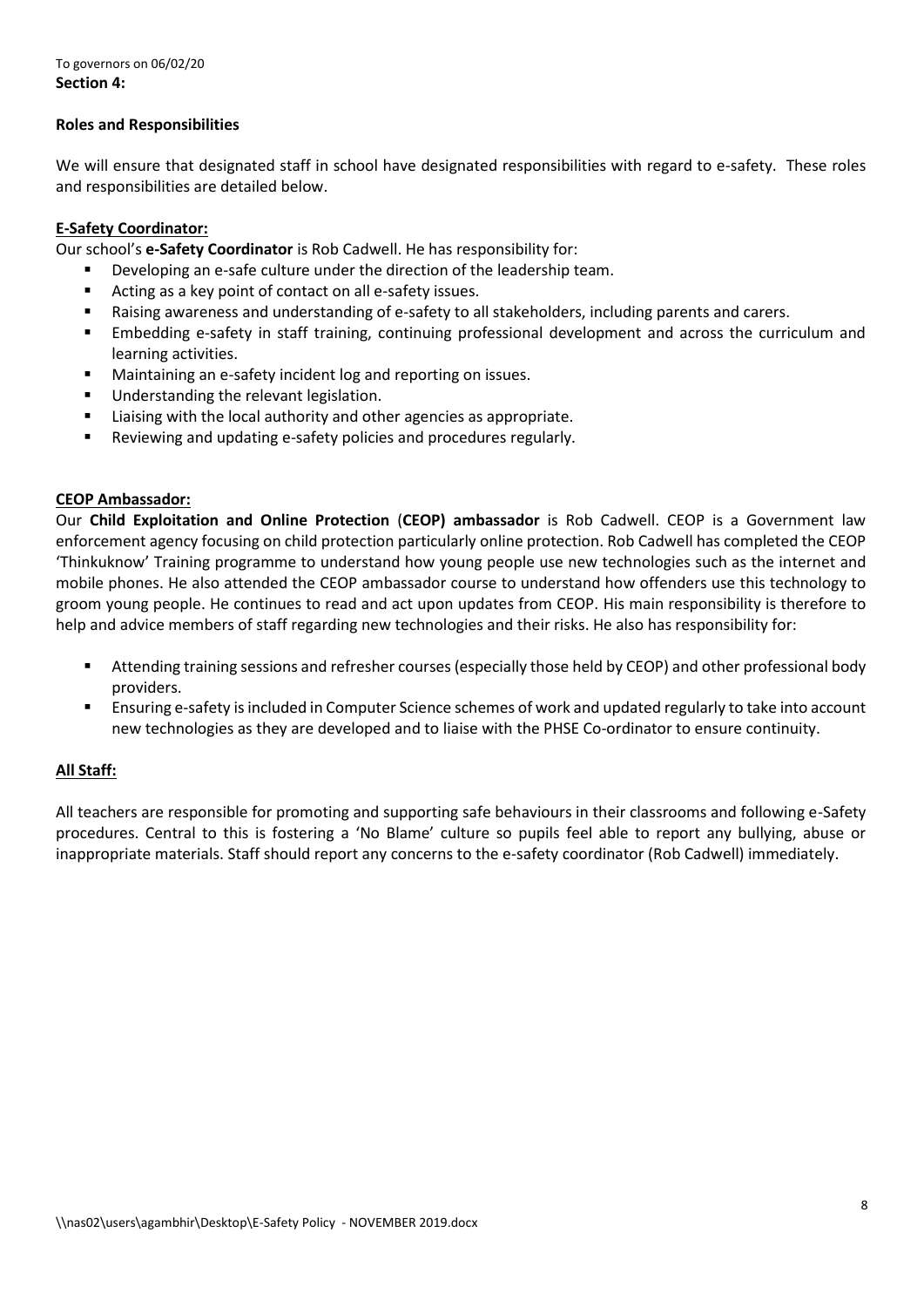To governors on 06/02/20

**Section 4:**

## Roles and Responsibilities

We will ensure that designated staff in school have designated responsibilities with regard to e-safety. These roles and responsibilities are detailed below.

### E-Safety Coordinator:

Our school's **e-Safety Coordinator** is Rob Cadwell. He has responsibility for:

- Developing an e-safe culture under the direction of the leadership team.
- Acting as a key point of contact on all e-safety issues.
- Raising awareness and understanding of e-safety to all stakeholders, including parents and carers.
- Embedding e-safety in staff training, continuing professional development and across the curriculum and learning activities.
- Maintaining an e-safety incident log and reporting on issues.
- Understanding the relevant legislation.
- Liaising with the local authority and other agencies as appropriate.
- Reviewing and updating e-safety policies and procedures regularly.

### CEOP Ambassador:

Our **Child Exploitation and Online Protection** (**CEOP) ambassador** is Rob Cadwell. CEOP is a Government law enforcement agency focusing on child protection particularly online protection. Rob Cadwell has completed the CEOP 'Thinkuknow' Training programme to understand how young people use new technologies such as the internet and mobile phones. He also attended the CEOP ambassador course to understand how offenders use this technology to groom young people. He continues to read and act upon updates from CEOP. His main responsibility is therefore to help and advice members of staff regarding new technologies and their risks. He also has responsibility for:

- Attending training sessions and refresher courses (especially those held by CEOP) and other professional body providers.
- Ensuring e-safety is included in Computer Science schemes of work and updated regularly to take into account new technologies as they are developed and to liaise with the PHSE Co-ordinator to ensure continuity.

### All Staff:

All teachers are responsible for promoting and supporting safe behaviours in their classrooms and following e-Safety procedures. Central to this is fostering a 'No Blame' culture so pupils feel able to report any bullying, abuse or inappropriate materials. Staff should report any concerns to the e-safety coordinator (Rob Cadwell) immediately.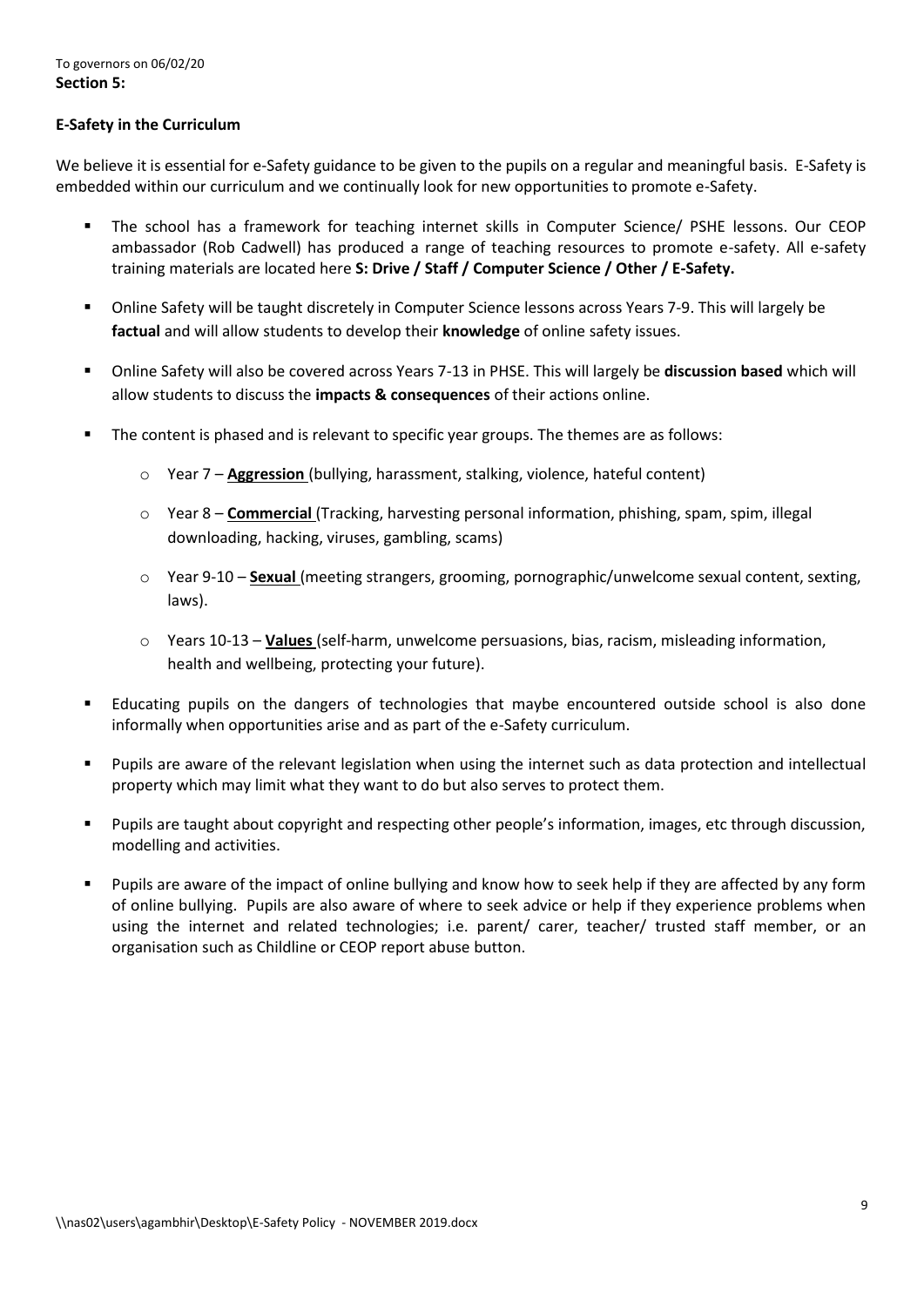To governors on 06/02/20

**Section 5:**

**E-Safety in the Curriculum**

We believe it is essential for e-Safety guidance to be given to the pupils on a regular and meaningful basis. E-Safety is embedded within our curriculum and we continually look for new opportunities to promote e-Safety.

- The school has a framework for teaching internet skills in Computer Science/ PSHE lessons. Our CEOP ambassador (Rob Cadwell) has produced a range of teaching resources to promote e-safety. All e-safety training materials are located here **S: Drive / Staff / Computer Science / Other / E-Safety.**
- Online Safety will be taught discretely in Computer Science lessons across Years 7-9. This will largely be **factual** and will allow students to develop their **knowledge** of online safety issues.
- Online Safety will also be covered across Years 7-13 in PHSE. This will largely be **discussion based** which will allow students to discuss the **impacts & consequences** of their actions online.
- The content is phased and is relevant to specific year groups. The themes are as follows:
    - Year 7 – **Aggression** (bullying, harassment, stalking, violence, hateful content)
    - Year 8 – **Commercial** (Tracking, harvesting personal information, phishing, spam, spim, illegal downloading, hacking, viruses, gambling, scams)
    - Year 9-10 – **Sexual** (meeting strangers, grooming, pornographic/unwelcome sexual content, sexting, laws).
    - Years 10-13 – **Values** (self-harm, unwelcome persuasions, bias, racism, misleading information, health and wellbeing, protecting your future).
- Educating pupils on the dangers of technologies that maybe encountered outside school is also done informally when opportunities arise and as part of the e-Safety curriculum.
- Pupils are aware of the relevant legislation when using the internet such as data protection and intellectual property which may limit what they want to do but also serves to protect them.
- Pupils are taught about copyright and respecting other people's information, images, etc through discussion, modelling and activities.
- Pupils are aware of the impact of online bullying and know how to seek help if they are affected by any form of online bullying. Pupils are also aware of where to seek advice or help if they experience problems when using the internet and related technologies; i.e. parent/ carer, teacher/ trusted staff member, or an organisation such as Childline or CEOP report abuse button.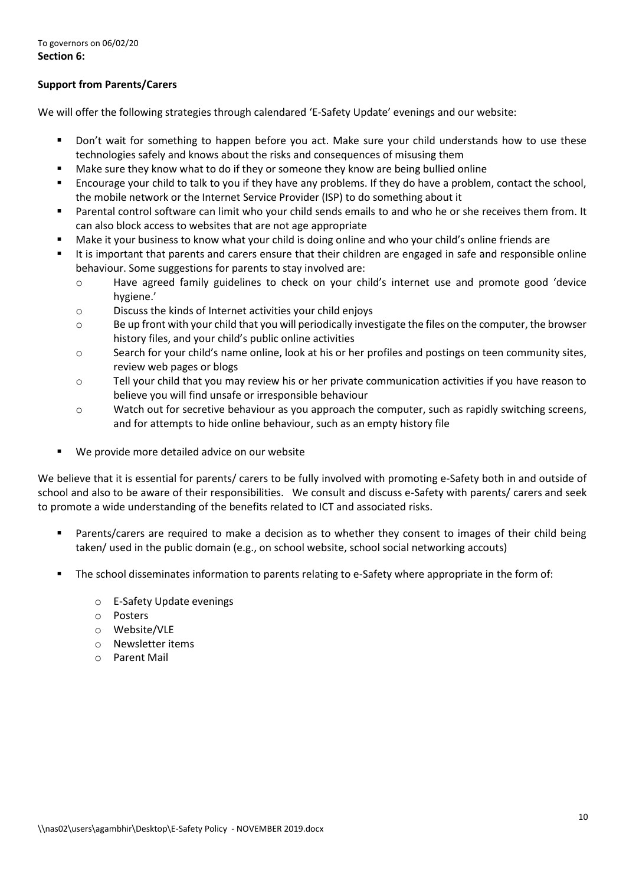To governors on 06/02/20

**Section 6:**

**Support from Parents/Carers**

We will offer the following strategies through calendared 'E-Safety Update' evenings and our website:

- Don't wait for something to happen before you act. Make sure your child understands how to use these technologies safely and knows about the risks and consequences of misusing them
- Make sure they know what to do if they or someone they know are being bullied online
- Encourage your child to talk to you if they have any problems. If they do have a problem, contact the school, the mobile network or the Internet Service Provider (ISP) to do something about it
- Parental control software can limit who your child sends emails to and who he or she receives them from. It can also block access to websites that are not age appropriate
- Make it your business to know what your child is doing online and who your child's online friends are
- It is important that parents and carers ensure that their children are engaged in safe and responsible online behaviour. Some suggestions for parents to stay involved are:
    - Have agreed family guidelines to check on your child's internet use and promote good 'device hygiene.'
    - Discuss the kinds of Internet activities your child enjoys
    - Be up front with your child that you will periodically investigate the files on the computer, the browser history files, and your child's public online activities
    - Search for your child's name online, look at his or her profiles and postings on teen community sites, review web pages or blogs
    - Tell your child that you may review his or her private communication activities if you have reason to believe you will find unsafe or irresponsible behaviour
    - Watch out for secretive behaviour as you approach the computer, such as rapidly switching screens, and for attempts to hide online behaviour, such as an empty history file
- We provide more detailed advice on our website

We believe that it is essential for parents/ carers to be fully involved with promoting e-Safety both in and outside of school and also to be aware of their responsibilities. We consult and discuss e-Safety with parents/ carers and seek to promote a wide understanding of the benefits related to ICT and associated risks.

- Parents/carers are required to make a decision as to whether they consent to images of their child being taken/ used in the public domain (e.g., on school website, school social networking accouts)
- The school disseminates information to parents relating to e-Safety where appropriate in the form of:
    - E-Safety Update evenings
    - Posters
    - Website/VLE
    - Newsletter items
    - Parent Mail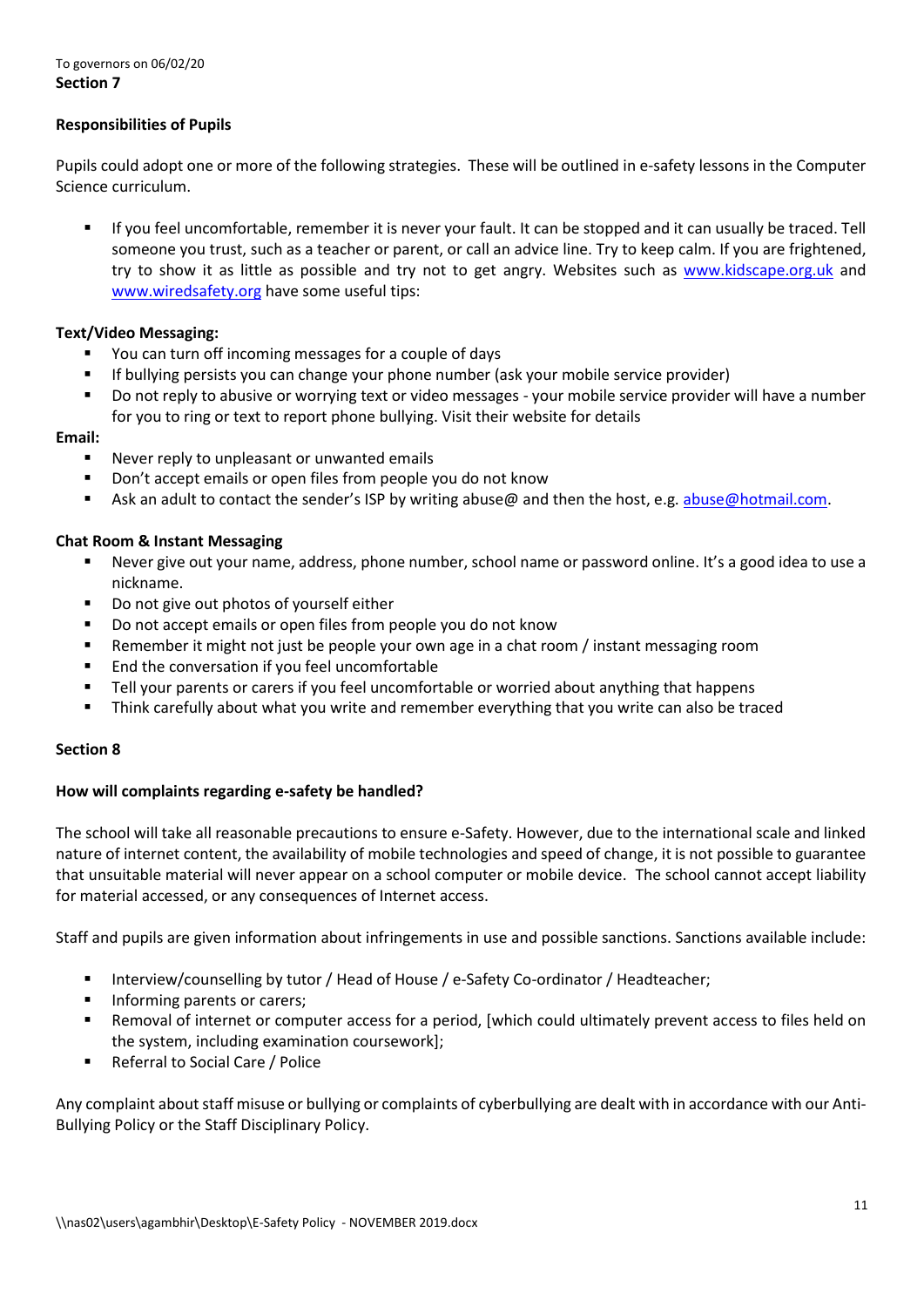To governors on 06/02/20

**Section 7**

**Responsibilities of Pupils**

Pupils could adopt one or more of the following strategies. These will be outlined in e-safety lessons in the Computer Science curriculum.

- If you feel uncomfortable, remember it is never your fault. It can be stopped and it can usually be traced. Tell someone you trust, such as a teacher or parent, or call an advice line. Try to keep calm. If you are frightened, try to show it as little as possible and try not to get angry. Websites such as www.kidscape.org.uk and www.wiredsafety.org have some useful tips:

**Text/Video Messaging:**

- You can turn off incoming messages for a couple of days
- If bullying persists you can change your phone number (ask your mobile service provider)
- Do not reply to abusive or worrying text or video messages - your mobile service provider will have a number for you to ring or text to report phone bullying. Visit their website for details

**Email:**

- Never reply to unpleasant or unwanted emails
- Don't accept emails or open files from people you do not know
- Ask an adult to contact the sender's ISP by writing abuse@ and then the host, e.g. abuse@hotmail.com.

**Chat Room & Instant Messaging**

- Never give out your name, address, phone number, school name or password online. It's a good idea to use a nickname.
- Do not give out photos of yourself either
- Do not accept emails or open files from people you do not know
- Remember it might not just be people your own age in a chat room / instant messaging room
- End the conversation if you feel uncomfortable
- Tell your parents or carers if you feel uncomfortable or worried about anything that happens
- Think carefully about what you write and remember everything that you write can also be traced

**Section 8**

**How will complaints regarding e-safety be handled?**

The school will take all reasonable precautions to ensure e-Safety. However, due to the international scale and linked nature of internet content, the availability of mobile technologies and speed of change, it is not possible to guarantee that unsuitable material will never appear on a school computer or mobile device. The school cannot accept liability for material accessed, or any consequences of Internet access.

Staff and pupils are given information about infringements in use and possible sanctions. Sanctions available include:

- Interview/counselling by tutor / Head of House / e-Safety Co-ordinator / Headteacher;
- Informing parents or carers;
- Removal of internet or computer access for a period, [which could ultimately prevent access to files held on the system, including examination coursework];
- Referral to Social Care / Police

Any complaint about staff misuse or bullying or complaints of cyberbullying are dealt with in accordance with our Anti-Bullying Policy or the Staff Disciplinary Policy.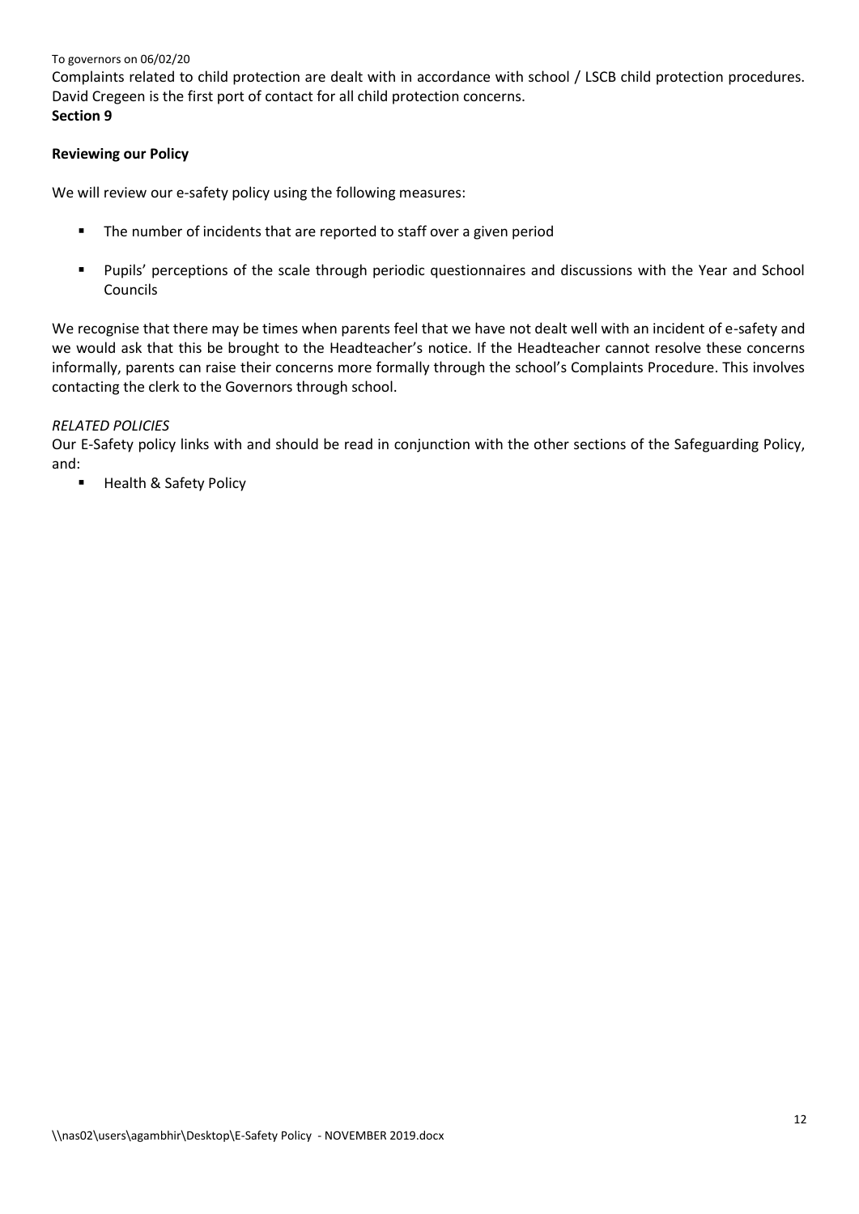Complaints related to child protection are dealt with in accordance with school / LSCB child protection procedures. David Cregeen is the first port of contact for all child protection concerns.

**Section 9**

**Reviewing our Policy**

We will review our e-safety policy using the following measures:

- The number of incidents that are reported to staff over a given period
- Pupils' perceptions of the scale through periodic questionnaires and discussions with the Year and School Councils

We recognise that there may be times when parents feel that we have not dealt well with an incident of e-safety and we would ask that this be brought to the Headteacher's notice. If the Headteacher cannot resolve these concerns informally, parents can raise their concerns more formally through the school's Complaints Procedure. This involves contacting the clerk to the Governors through school.

*RELATED POLICIES*

Our E-Safety policy links with and should be read in conjunction with the other sections of the Safeguarding Policy, and:

- Health & Safety Policy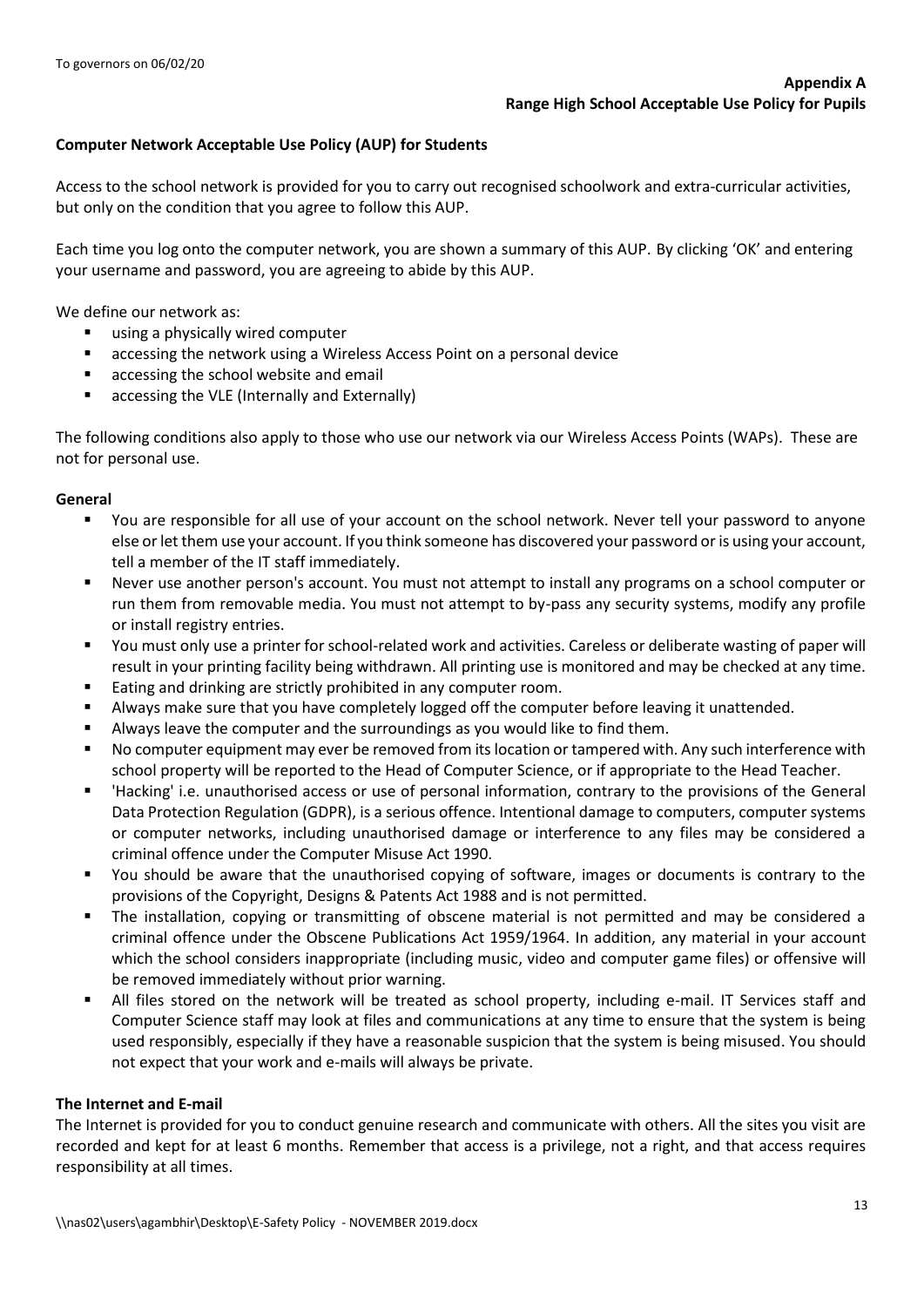**Appendix A**
**Range High School Acceptable Use Policy for Pupils**

**Computer Network Acceptable Use Policy (AUP) for Students**

Access to the school network is provided for you to carry out recognised schoolwork and extra-curricular activities, but only on the condition that you agree to follow this AUP.

Each time you log onto the computer network, you are shown a summary of this AUP. By clicking 'OK' and entering your username and password, you are agreeing to abide by this AUP.

We define our network as:

- using a physically wired computer
- accessing the network using a Wireless Access Point on a personal device
- accessing the school website and email
- accessing the VLE (Internally and Externally)

The following conditions also apply to those who use our network via our Wireless Access Points (WAPs). These are not for personal use.

**General**

- You are responsible for all use of your account on the school network. Never tell your password to anyone else or let them use your account. If you think someone has discovered your password or is using your account, tell a member of the IT staff immediately.
- Never use another person's account. You must not attempt to install any programs on a school computer or run them from removable media. You must not attempt to by-pass any security systems, modify any profile or install registry entries.
- You must only use a printer for school-related work and activities. Careless or deliberate wasting of paper will result in your printing facility being withdrawn. All printing use is monitored and may be checked at any time.
- Eating and drinking are strictly prohibited in any computer room.
- Always make sure that you have completely logged off the computer before leaving it unattended.
- Always leave the computer and the surroundings as you would like to find them.
- No computer equipment may ever be removed from its location or tampered with. Any such interference with school property will be reported to the Head of Computer Science, or if appropriate to the Head Teacher.
- 'Hacking' i.e. unauthorised access or use of personal information, contrary to the provisions of the General Data Protection Regulation (GDPR), is a serious offence. Intentional damage to computers, computer systems or computer networks, including unauthorised damage or interference to any files may be considered a criminal offence under the Computer Misuse Act 1990.
- You should be aware that the unauthorised copying of software, images or documents is contrary to the provisions of the Copyright, Designs & Patents Act 1988 and is not permitted.
- The installation, copying or transmitting of obscene material is not permitted and may be considered a criminal offence under the Obscene Publications Act 1959/1964. In addition, any material in your account which the school considers inappropriate (including music, video and computer game files) or offensive will be removed immediately without prior warning.
- All files stored on the network will be treated as school property, including e-mail. IT Services staff and Computer Science staff may look at files and communications at any time to ensure that the system is being used responsibly, especially if they have a reasonable suspicion that the system is being misused. You should not expect that your work and e-mails will always be private.

**The Internet and E-mail**

The Internet is provided for you to conduct genuine research and communicate with others. All the sites you visit are recorded and kept for at least 6 months. Remember that access is a privilege, not a right, and that access requires responsibility at all times.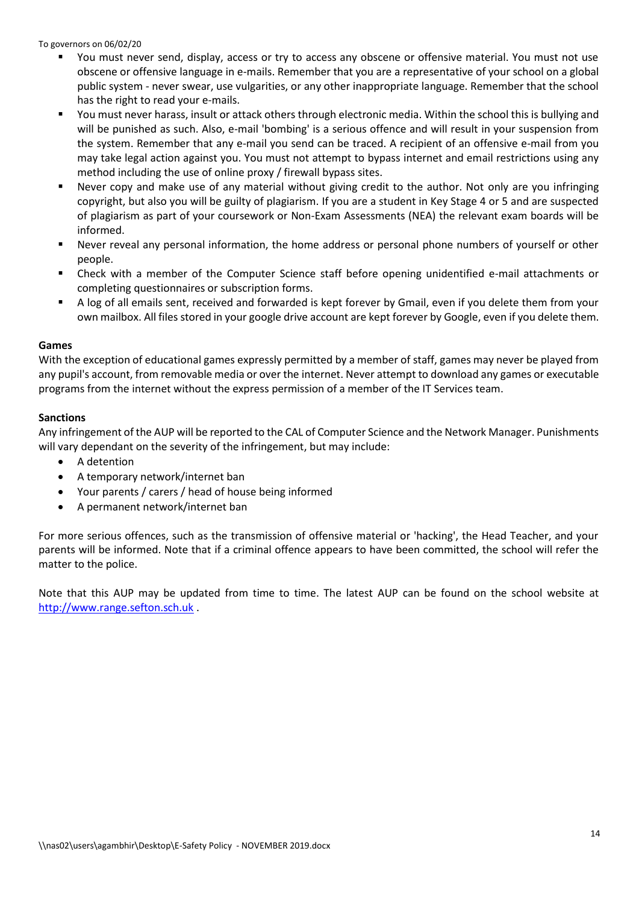- You must never send, display, access or try to access any obscene or offensive material. You must not use obscene or offensive language in e-mails. Remember that you are a representative of your school on a global public system - never swear, use vulgarities, or any other inappropriate language. Remember that the school has the right to read your e-mails.
- You must never harass, insult or attack others through electronic media. Within the school this is bullying and will be punished as such. Also, e-mail 'bombing' is a serious offence and will result in your suspension from the system. Remember that any e-mail you send can be traced. A recipient of an offensive e-mail from you may take legal action against you. You must not attempt to bypass internet and email restrictions using any method including the use of online proxy / firewall bypass sites.
- Never copy and make use of any material without giving credit to the author. Not only are you infringing copyright, but also you will be guilty of plagiarism. If you are a student in Key Stage 4 or 5 and are suspected of plagiarism as part of your coursework or Non-Exam Assessments (NEA) the relevant exam boards will be informed.
- Never reveal any personal information, the home address or personal phone numbers of yourself or other people.
- Check with a member of the Computer Science staff before opening unidentified e-mail attachments or completing questionnaires or subscription forms.
- A log of all emails sent, received and forwarded is kept forever by Gmail, even if you delete them from your own mailbox. All files stored in your google drive account are kept forever by Google, even if you delete them.

**Games**

With the exception of educational games expressly permitted by a member of staff, games may never be played from any pupil's account, from removable media or over the internet. Never attempt to download any games or executable programs from the internet without the express permission of a member of the IT Services team.

**Sanctions**

Any infringement of the AUP will be reported to the CAL of Computer Science and the Network Manager. Punishments will vary dependant on the severity of the infringement, but may include:

- A detention
- A temporary network/internet ban
- Your parents / carers / head of house being informed
- A permanent network/internet ban

For more serious offences, such as the transmission of offensive material or 'hacking', the Head Teacher, and your parents will be informed. Note that if a criminal offence appears to have been committed, the school will refer the matter to the police.

Note that this AUP may be updated from time to time. The latest AUP can be found on the school website at [http://www.range.sefton.sch.uk](http://www.range.sefton.sch.uk) .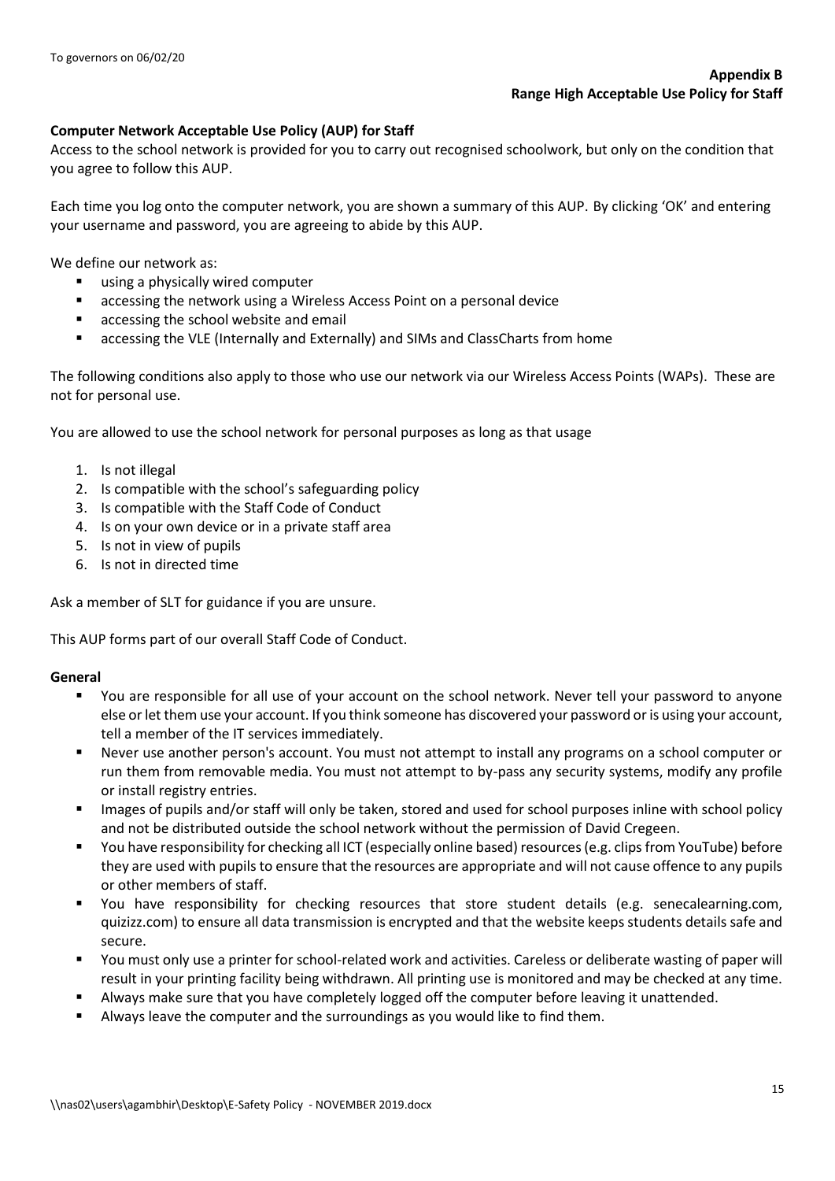**Appendix B**
**Range High Acceptable Use Policy for Staff**

## Computer Network Acceptable Use Policy (AUP) for Staff

Access to the school network is provided for you to carry out recognised schoolwork, but only on the condition that you agree to follow this AUP.

Each time you log onto the computer network, you are shown a summary of this AUP. By clicking 'OK' and entering your username and password, you are agreeing to abide by this AUP.

We define our network as:

- using a physically wired computer
- accessing the network using a Wireless Access Point on a personal device
- accessing the school website and email
- accessing the VLE (Internally and Externally) and SIMs and ClassCharts from home

The following conditions also apply to those who use our network via our Wireless Access Points (WAPs). These are not for personal use.

You are allowed to use the school network for personal purposes as long as that usage

1. Is not illegal
2. Is compatible with the school's safeguarding policy
3. Is compatible with the Staff Code of Conduct
4. Is on your own device or in a private staff area
5. Is not in view of pupils
6. Is not in directed time

Ask a member of SLT for guidance if you are unsure.

This AUP forms part of our overall Staff Code of Conduct.

### General

- You are responsible for all use of your account on the school network. Never tell your password to anyone else or let them use your account. If you think someone has discovered your password or is using your account, tell a member of the IT services immediately.
- Never use another person's account. You must not attempt to install any programs on a school computer or run them from removable media. You must not attempt to by-pass any security systems, modify any profile or install registry entries.
- Images of pupils and/or staff will only be taken, stored and used for school purposes inline with school policy and not be distributed outside the school network without the permission of David Cregeen.
- You have responsibility for checking all ICT (especially online based) resources (e.g. clips from YouTube) before they are used with pupils to ensure that the resources are appropriate and will not cause offence to any pupils or other members of staff.
- You have responsibility for checking resources that store student details (e.g. senecalearning.com, quizizz.com) to ensure all data transmission is encrypted and that the website keeps students details safe and secure.
- You must only use a printer for school-related work and activities. Careless or deliberate wasting of paper will result in your printing facility being withdrawn. All printing use is monitored and may be checked at any time.
- Always make sure that you have completely logged off the computer before leaving it unattended.
- Always leave the computer and the surroundings as you would like to find them.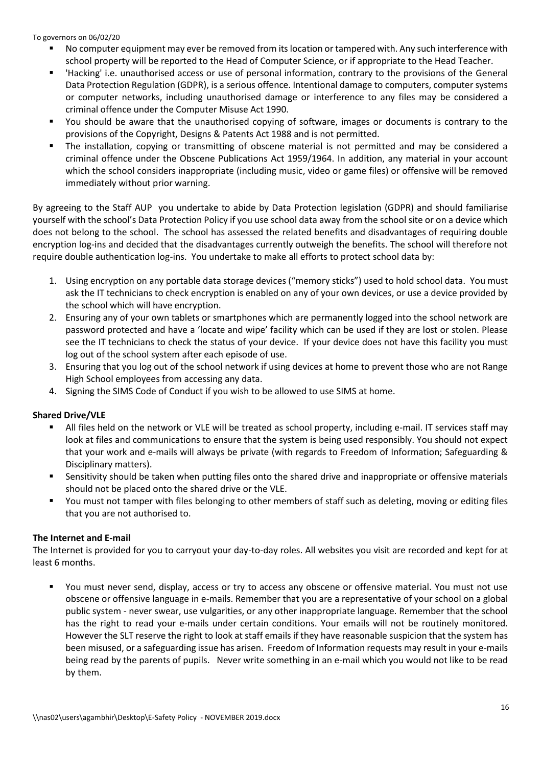- No computer equipment may ever be removed from its location or tampered with. Any such interference with school property will be reported to the Head of Computer Science, or if appropriate to the Head Teacher.
- 'Hacking' i.e. unauthorised access or use of personal information, contrary to the provisions of the General Data Protection Regulation (GDPR), is a serious offence. Intentional damage to computers, computer systems or computer networks, including unauthorised damage or interference to any files may be considered a criminal offence under the Computer Misuse Act 1990.
- You should be aware that the unauthorised copying of software, images or documents is contrary to the provisions of the Copyright, Designs & Patents Act 1988 and is not permitted.
- The installation, copying or transmitting of obscene material is not permitted and may be considered a criminal offence under the Obscene Publications Act 1959/1964. In addition, any material in your account which the school considers inappropriate (including music, video or game files) or offensive will be removed immediately without prior warning.

By agreeing to the Staff AUP you undertake to abide by Data Protection legislation (GDPR) and should familiarise yourself with the school's Data Protection Policy if you use school data away from the school site or on a device which does not belong to the school. The school has assessed the related benefits and disadvantages of requiring double encryption log-ins and decided that the disadvantages currently outweigh the benefits. The school will therefore not require double authentication log-ins. You undertake to make all efforts to protect school data by:

1. Using encryption on any portable data storage devices ("memory sticks") used to hold school data. You must ask the IT technicians to check encryption is enabled on any of your own devices, or use a device provided by the school which will have encryption.
2. Ensuring any of your own tablets or smartphones which are permanently logged into the school network are password protected and have a 'locate and wipe' facility which can be used if they are lost or stolen. Please see the IT technicians to check the status of your device. If your device does not have this facility you must log out of the school system after each episode of use.
3. Ensuring that you log out of the school network if using devices at home to prevent those who are not Range High School employees from accessing any data.
4. Signing the SIMS Code of Conduct if you wish to be allowed to use SIMS at home.

**Shared Drive/VLE**

- All files held on the network or VLE will be treated as school property, including e-mail. IT services staff may look at files and communications to ensure that the system is being used responsibly. You should not expect that your work and e-mails will always be private (with regards to Freedom of Information; Safeguarding & Disciplinary matters).
- Sensitivity should be taken when putting files onto the shared drive and inappropriate or offensive materials should not be placed onto the shared drive or the VLE.
- You must not tamper with files belonging to other members of staff such as deleting, moving or editing files that you are not authorised to.

**The Internet and E-mail**

The Internet is provided for you to carryout your day-to-day roles. All websites you visit are recorded and kept for at least 6 months.

- You must never send, display, access or try to access any obscene or offensive material. You must not use obscene or offensive language in e-mails. Remember that you are a representative of your school on a global public system - never swear, use vulgarities, or any other inappropriate language. Remember that the school has the right to read your e-mails under certain conditions. Your emails will not be routinely monitored. However the SLT reserve the right to look at staff emails if they have reasonable suspicion that the system has been misused, or a safeguarding issue has arisen. Freedom of Information requests may result in your e-mails being read by the parents of pupils. Never write something in an e-mail which you would not like to be read by them.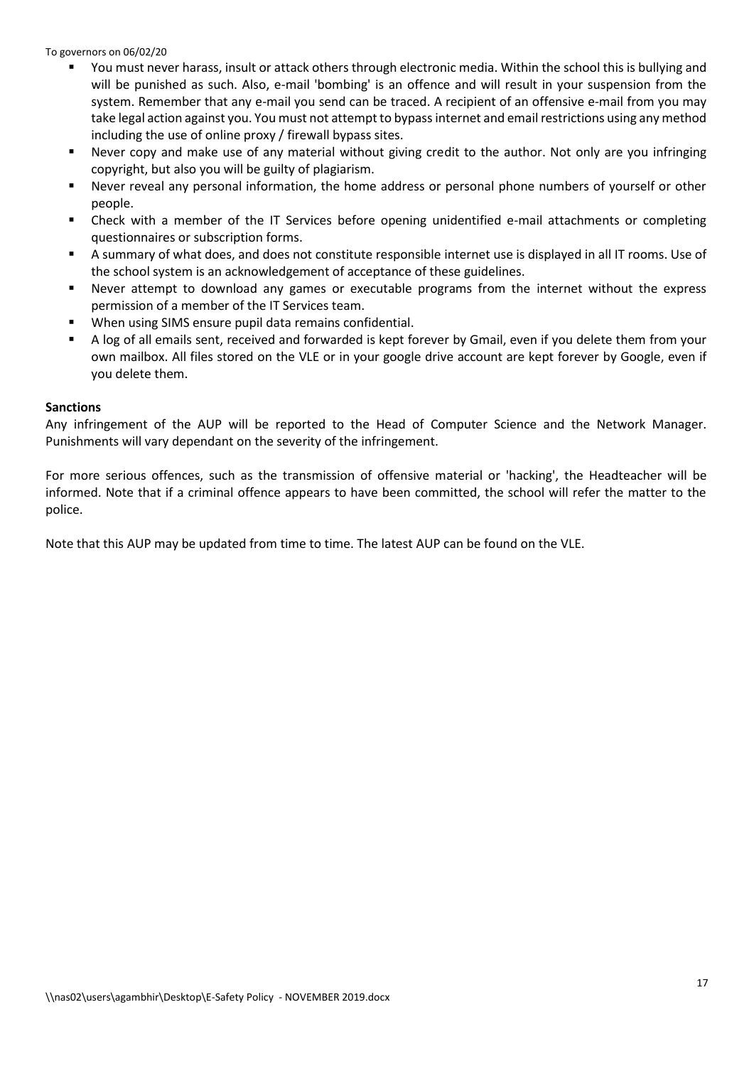- You must never harass, insult or attack others through electronic media. Within the school this is bullying and will be punished as such. Also, e-mail 'bombing' is an offence and will result in your suspension from the system. Remember that any e-mail you send can be traced. A recipient of an offensive e-mail from you may take legal action against you. You must not attempt to bypass internet and email restrictions using any method including the use of online proxy / firewall bypass sites.
- Never copy and make use of any material without giving credit to the author. Not only are you infringing copyright, but also you will be guilty of plagiarism.
- Never reveal any personal information, the home address or personal phone numbers of yourself or other people.
- Check with a member of the IT Services before opening unidentified e-mail attachments or completing questionnaires or subscription forms.
- A summary of what does, and does not constitute responsible internet use is displayed in all IT rooms. Use of the school system is an acknowledgement of acceptance of these guidelines.
- Never attempt to download any games or executable programs from the internet without the express permission of a member of the IT Services team.
- When using SIMS ensure pupil data remains confidential.
- A log of all emails sent, received and forwarded is kept forever by Gmail, even if you delete them from your own mailbox. All files stored on the VLE or in your google drive account are kept forever by Google, even if you delete them.

**Sanctions**

Any infringement of the AUP will be reported to the Head of Computer Science and the Network Manager. Punishments will vary dependant on the severity of the infringement.

For more serious offences, such as the transmission of offensive material or 'hacking', the Headteacher will be informed. Note that if a criminal offence appears to have been committed, the school will refer the matter to the police.

Note that this AUP may be updated from time to time. The latest AUP can be found on the VLE.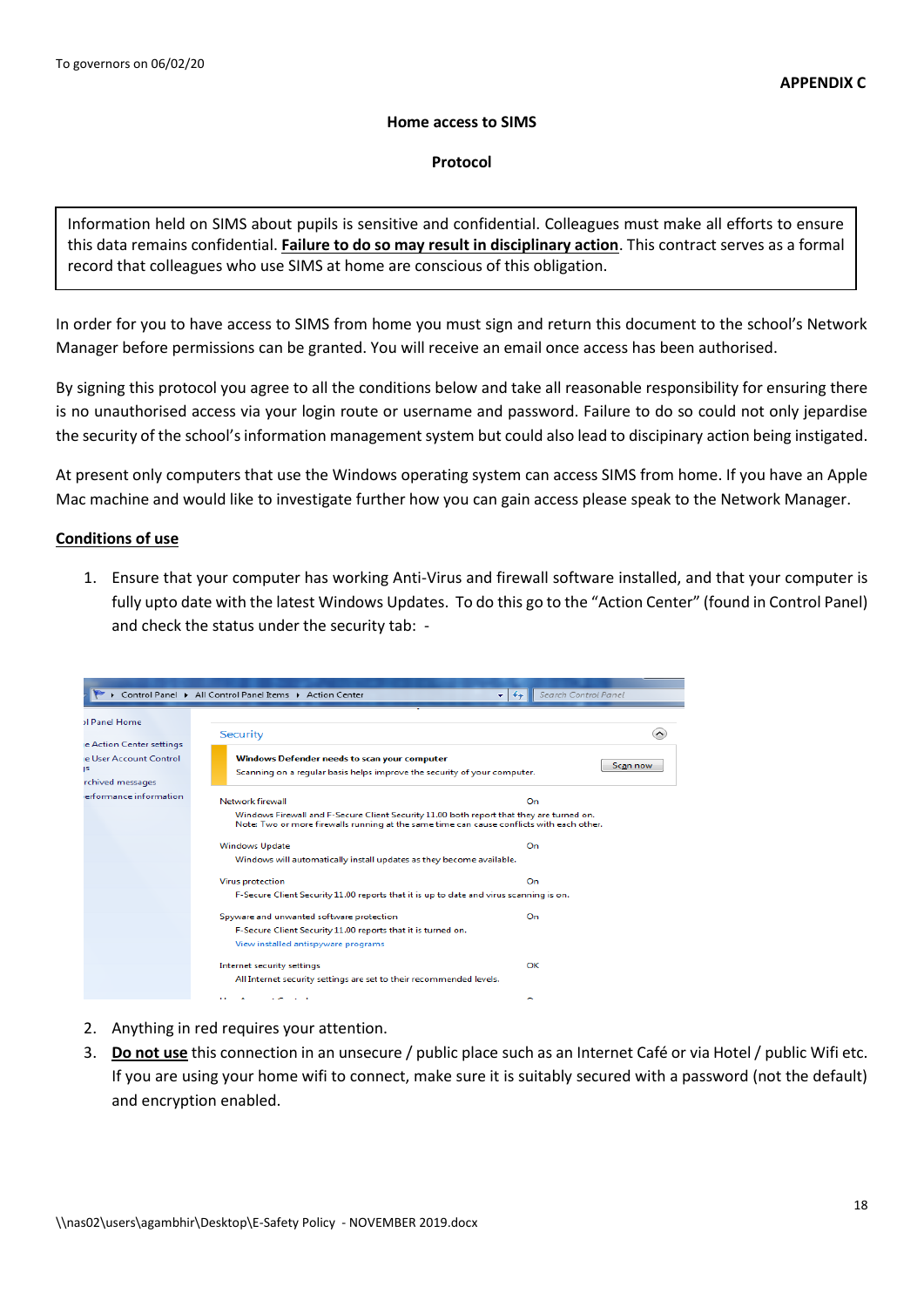To governors on 06/02/20

**APPENDIX C**

**Home access to SIMS**

**Protocol**

> Information held on SIMS about pupils is sensitive and confidential. Colleagues must make all efforts to ensure this data remains confidential. **<u>Failure to do so may result in disciplinary action</u>**. This contract serves as a formal record that colleagues who use SIMS at home are conscious of this obligation.

In order for you to have access to SIMS from home you must sign and return this document to the school's Network Manager before permissions can be granted. You will receive an email once access has been authorised.

By signing this protocol you agree to all the conditions below and take all reasonable responsibility for ensuring there is no unauthorised access via your login route or username and password. Failure to do so could not only jepardise the security of the school's information management system but could also lead to discipinary action being instigated.

At present only computers that use the Windows operating system can access SIMS from home. If you have an Apple Mac machine and would like to investigate further how you can gain access please speak to the Network Manager.

**<u>Conditions of use</u>**

1. Ensure that your computer has working Anti-Virus and firewall software installed, and that your computer is fully upto date with the latest Windows Updates. To do this go to the "Action Center" (found in Control Panel) and check the status under the security tab: -
2. Anything in red requires your attention.
3. **<u>Do not use</u>** this connection in an unsecure / public place such as an Internet Café or via Hotel / public Wifi etc. If you are using your home wifi to connect, make sure it is suitably secured with a password (not the default) and encryption enabled.

\\nas02\users\agambhir\Desktop\E-Safety Policy - NOVEMBER 2019.docx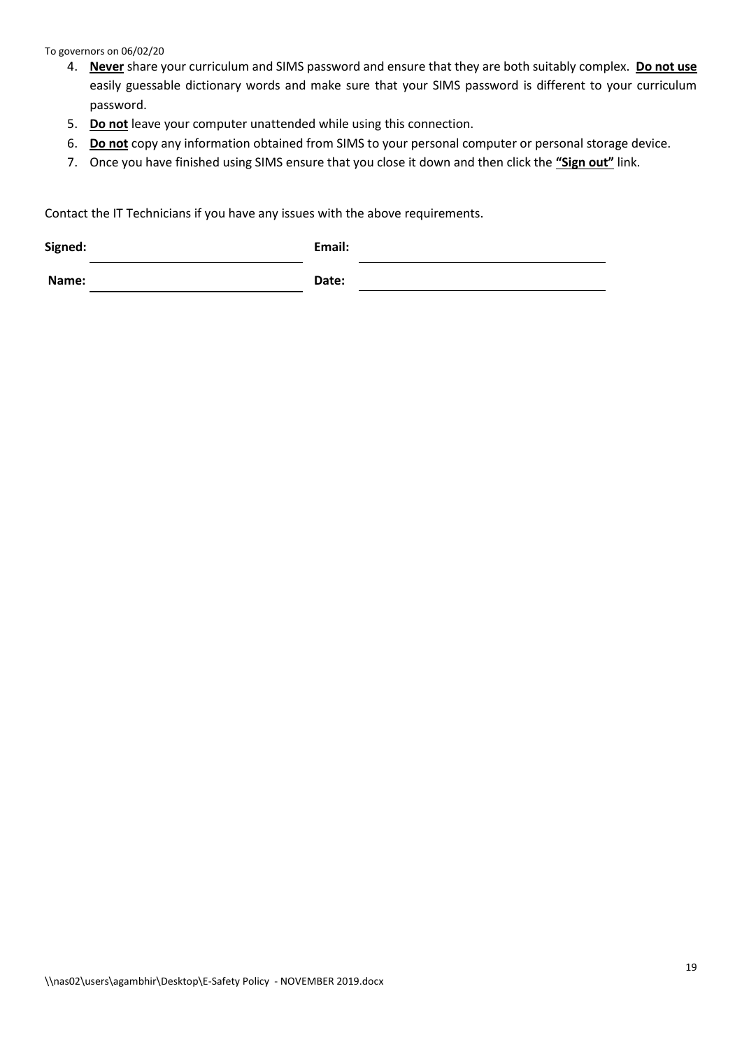4. **Never** share your curriculum and SIMS password and ensure that they are both suitably complex. **Do not use** easily guessable dictionary words and make sure that your SIMS password is different to your curriculum password.
5. **Do not** leave your computer unattended while using this connection.
6. **Do not** copy any information obtained from SIMS to your personal computer or personal storage device.
7. Once you have finished using SIMS ensure that you close it down and then click the **"Sign out"** link.

Contact the IT Technicians if you have any issues with the above requirements.

**Signed:** ______________________ **Email:** ______________________

**Name:** ______________________ **Date:** ______________________